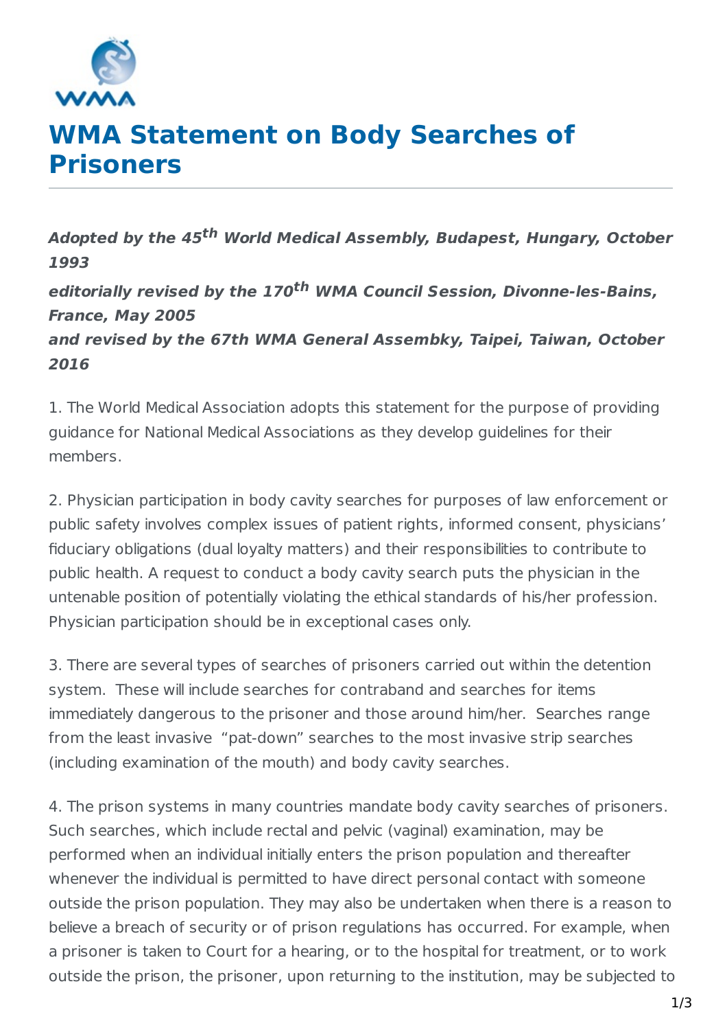# WMA Statement on Body Searches of Prisoners

***Adopted by the 45th World Medical Assembly, Budapest, Hungary, October 1993***

***editorially revised by the 170th WMA Council Session, Divonne-les-Bains, France, May 2005***

***and revised by the 67th WMA General Assembky, Taipei, Taiwan, October 2016***

1. The World Medical Association adopts this statement for the purpose of providing guidance for National Medical Associations as they develop guidelines for their members.

2. Physician participation in body cavity searches for purposes of law enforcement or public safety involves complex issues of patient rights, informed consent, physicians' fiduciary obligations (dual loyalty matters) and their responsibilities to contribute to public health. A request to conduct a body cavity search puts the physician in the untenable position of potentially violating the ethical standards of his/her profession. Physician participation should be in exceptional cases only.

3. There are several types of searches of prisoners carried out within the detention system. These will include searches for contraband and searches for items immediately dangerous to the prisoner and those around him/her. Searches range from the least invasive "pat-down" searches to the most invasive strip searches (including examination of the mouth) and body cavity searches.

4. The prison systems in many countries mandate body cavity searches of prisoners. Such searches, which include rectal and pelvic (vaginal) examination, may be performed when an individual initially enters the prison population and thereafter whenever the individual is permitted to have direct personal contact with someone outside the prison population. They may also be undertaken when there is a reason to believe a breach of security or of prison regulations has occurred. For example, when a prisoner is taken to Court for a hearing, or to the hospital for treatment, or to work outside the prison, the prisoner, upon returning to the institution, may be subjected to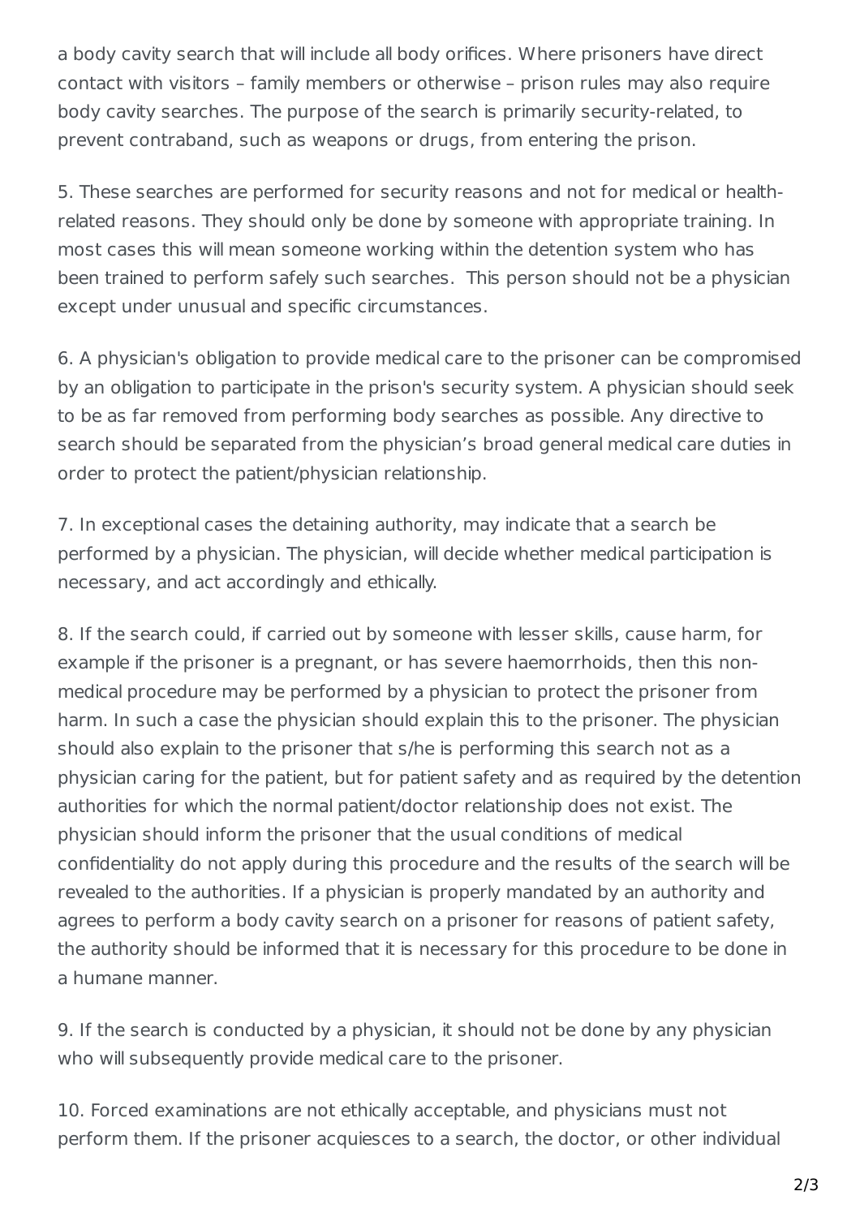a body cavity search that will include all body orifices. Where prisoners have direct contact with visitors – family members or otherwise – prison rules may also require body cavity searches. The purpose of the search is primarily security-related, to prevent contraband, such as weapons or drugs, from entering the prison.

5. These searches are performed for security reasons and not for medical or health-related reasons. They should only be done by someone with appropriate training. In most cases this will mean someone working within the detention system who has been trained to perform safely such searches. This person should not be a physician except under unusual and specific circumstances.

6. A physician's obligation to provide medical care to the prisoner can be compromised by an obligation to participate in the prison's security system. A physician should seek to be as far removed from performing body searches as possible. Any directive to search should be separated from the physician's broad general medical care duties in order to protect the patient/physician relationship.

7. In exceptional cases the detaining authority, may indicate that a search be performed by a physician. The physician, will decide whether medical participation is necessary, and act accordingly and ethically.

8. If the search could, if carried out by someone with lesser skills, cause harm, for example if the prisoner is a pregnant, or has severe haemorrhoids, then this non-medical procedure may be performed by a physician to protect the prisoner from harm. In such a case the physician should explain this to the prisoner. The physician should also explain to the prisoner that s/he is performing this search not as a physician caring for the patient, but for patient safety and as required by the detention authorities for which the normal patient/doctor relationship does not exist. The physician should inform the prisoner that the usual conditions of medical confidentiality do not apply during this procedure and the results of the search will be revealed to the authorities. If a physician is properly mandated by an authority and agrees to perform a body cavity search on a prisoner for reasons of patient safety, the authority should be informed that it is necessary for this procedure to be done in a humane manner.

9. If the search is conducted by a physician, it should not be done by any physician who will subsequently provide medical care to the prisoner.

10. Forced examinations are not ethically acceptable, and physicians must not perform them. If the prisoner acquiesces to a search, the doctor, or other individual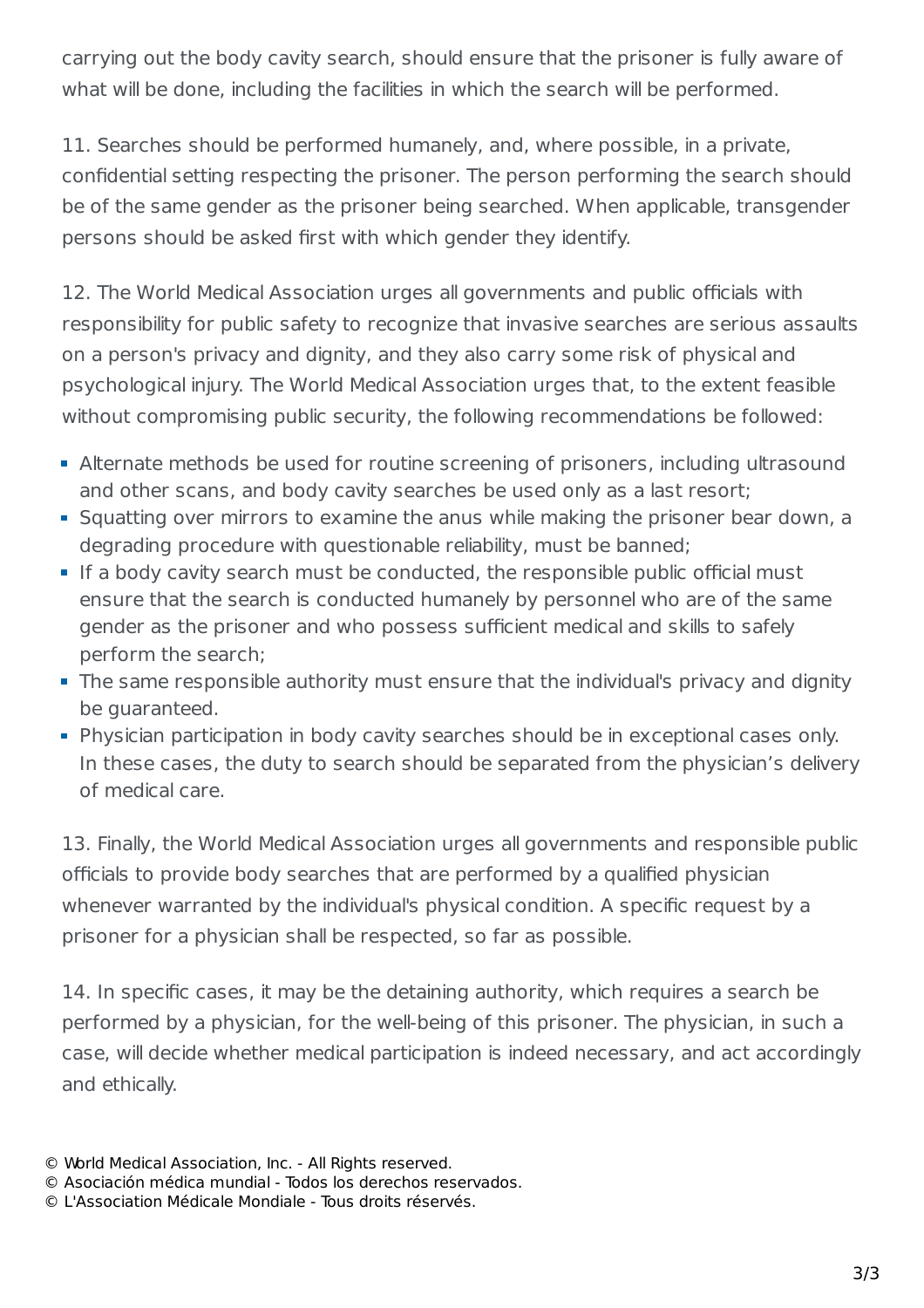carrying out the body cavity search, should ensure that the prisoner is fully aware of what will be done, including the facilities in which the search will be performed.

11. Searches should be performed humanely, and, where possible, in a private, confidential setting respecting the prisoner. The person performing the search should be of the same gender as the prisoner being searched. When applicable, transgender persons should be asked first with which gender they identify.

12. The World Medical Association urges all governments and public officials with responsibility for public safety to recognize that invasive searches are serious assaults on a person's privacy and dignity, and they also carry some risk of physical and psychological injury. The World Medical Association urges that, to the extent feasible without compromising public security, the following recommendations be followed:

- Alternate methods be used for routine screening of prisoners, including ultrasound and other scans, and body cavity searches be used only as a last resort;
- Squatting over mirrors to examine the anus while making the prisoner bear down, a degrading procedure with questionable reliability, must be banned;
- If a body cavity search must be conducted, the responsible public official must ensure that the search is conducted humanely by personnel who are of the same gender as the prisoner and who possess sufficient medical and skills to safely perform the search;
- The same responsible authority must ensure that the individual's privacy and dignity be guaranteed.
- Physician participation in body cavity searches should be in exceptional cases only. In these cases, the duty to search should be separated from the physician's delivery of medical care.

13. Finally, the World Medical Association urges all governments and responsible public officials to provide body searches that are performed by a qualified physician whenever warranted by the individual's physical condition. A specific request by a prisoner for a physician shall be respected, so far as possible.

14. In specific cases, it may be the detaining authority, which requires a search be performed by a physician, for the well-being of this prisoner. The physician, in such a case, will decide whether medical participation is indeed necessary, and act accordingly and ethically.

© World Medical Association, Inc. - All Rights reserved.
© Asociación médica mundial - Todos los derechos reservados.
© L'Association Médicale Mondiale - Tous droits réservés.